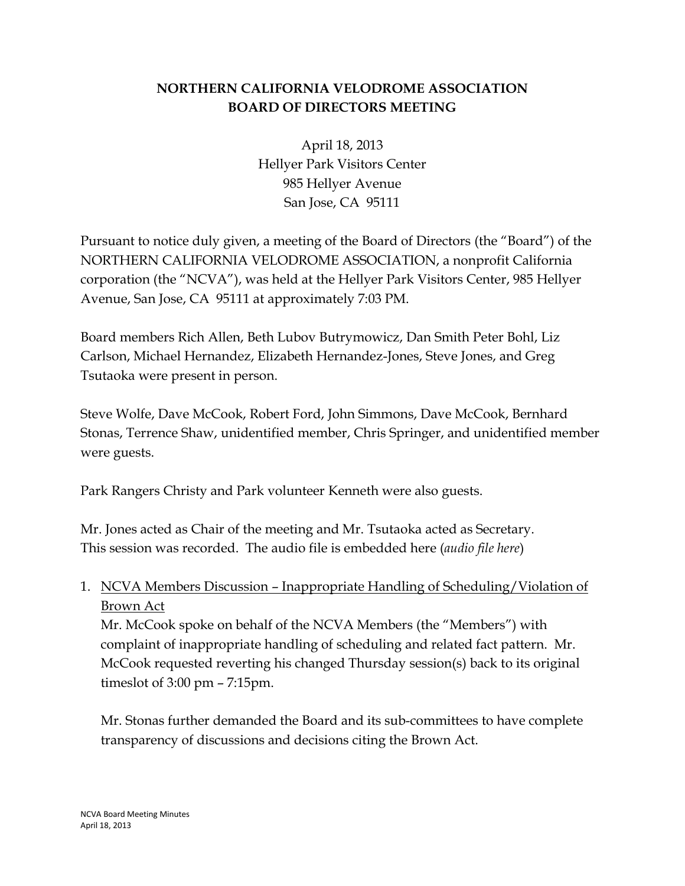# NORTHERN CALIFORNIA VELODROME ASSOCIATION
# BOARD OF DIRECTORS MEETING

April 18, 2013
Hellyer Park Visitors Center
985 Hellyer Avenue
San Jose, CA 95111

Pursuant to notice duly given, a meeting of the Board of Directors (the "Board") of the NORTHERN CALIFORNIA VELODROME ASSOCIATION, a nonprofit California corporation (the "NCVA"), was held at the Hellyer Park Visitors Center, 985 Hellyer Avenue, San Jose, CA 95111 at approximately 7:03 PM.

Board members Rich Allen, Beth Lubov Butrymowicz, Dan Smith Peter Bohl, Liz Carlson, Michael Hernandez, Elizabeth Hernandez-Jones, Steve Jones, and Greg Tsutaoka were present in person.

Steve Wolfe, Dave McCook, Robert Ford, John Simmons, Dave McCook, Bernhard Stonas, Terrence Shaw, unidentified member, Chris Springer, and unidentified member were guests.

Park Rangers Christy and Park volunteer Kenneth were also guests.

Mr. Jones acted as Chair of the meeting and Mr. Tsutaoka acted as Secretary.
This session was recorded. The audio file is embedded here (*audio file here*)

1. <u>NCVA Members Discussion – Inappropriate Handling of Scheduling/Violation of Brown Act</u>
   Mr. McCook spoke on behalf of the NCVA Members (the "Members") with complaint of inappropriate handling of scheduling and related fact pattern. Mr. McCook requested reverting his changed Thursday session(s) back to its original timeslot of 3:00 pm – 7:15pm.

   Mr. Stonas further demanded the Board and its sub-committees to have complete transparency of discussions and decisions citing the Brown Act.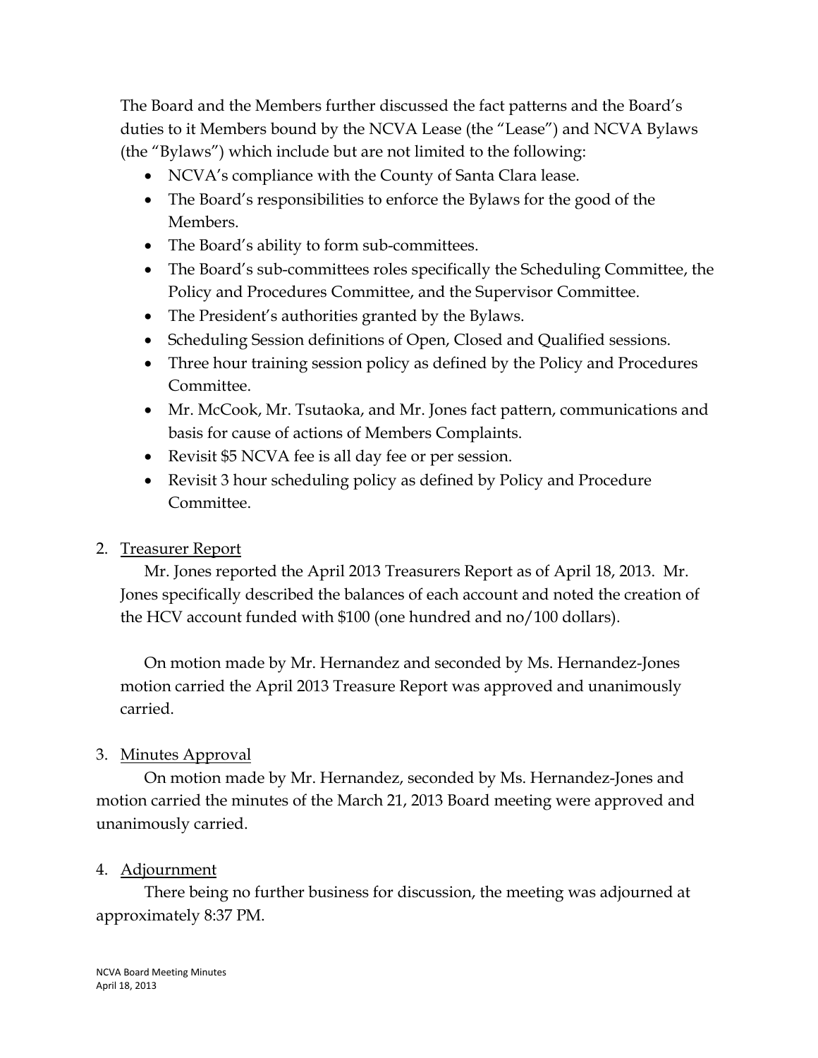The Board and the Members further discussed the fact patterns and the Board's duties to it Members bound by the NCVA Lease (the "Lease") and NCVA Bylaws (the "Bylaws") which include but are not limited to the following:

- NCVA's compliance with the County of Santa Clara lease.
- The Board's responsibilities to enforce the Bylaws for the good of the Members.
- The Board's ability to form sub-committees.
- The Board's sub-committees roles specifically the Scheduling Committee, the Policy and Procedures Committee, and the Supervisor Committee.
- The President's authorities granted by the Bylaws.
- Scheduling Session definitions of Open, Closed and Qualified sessions.
- Three hour training session policy as defined by the Policy and Procedures Committee.
- Mr. McCook, Mr. Tsutaoka, and Mr. Jones fact pattern, communications and basis for cause of actions of Members Complaints.
- Revisit $5 NCVA fee is all day fee or per session.
- Revisit 3 hour scheduling policy as defined by Policy and Procedure Committee.

2. <u>Treasurer Report</u>

Mr. Jones reported the April 2013 Treasurers Report as of April 18, 2013. Mr. Jones specifically described the balances of each account and noted the creation of the HCV account funded with $100 (one hundred and no/100 dollars).

On motion made by Mr. Hernandez and seconded by Ms. Hernandez-Jones motion carried the April 2013 Treasure Report was approved and unanimously carried.

3. <u>Minutes Approval</u>

On motion made by Mr. Hernandez, seconded by Ms. Hernandez-Jones and motion carried the minutes of the March 21, 2013 Board meeting were approved and unanimously carried.

4. <u>Adjournment</u>

There being no further business for discussion, the meeting was adjourned at approximately 8:37 PM.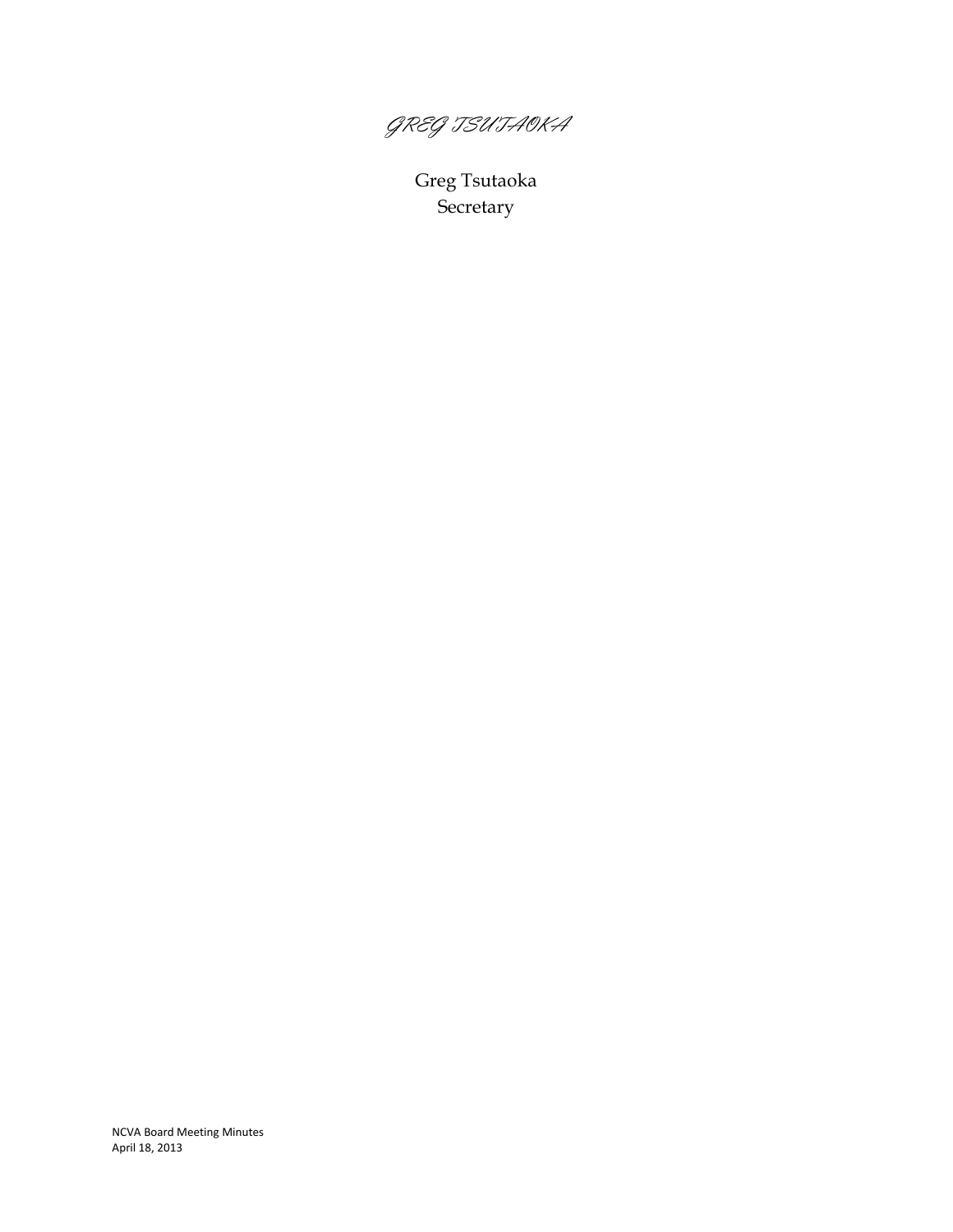*GREG TSUTAOKA*

Greg Tsutaoka
Secretary